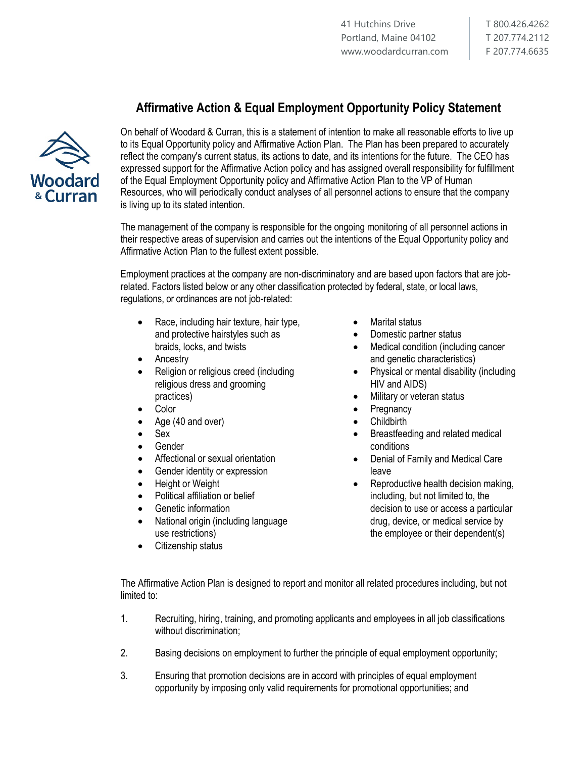41 Hutchins Drive
Portland, Maine 04102
www.woodardcurran.com

T 800.426.4262
T 207.774.2112
F 207.774.6635

# Affirmative Action & Equal Employment Opportunity Policy Statement

On behalf of Woodard & Curran, this is a statement of intention to make all reasonable efforts to live up to its Equal Opportunity policy and Affirmative Action Plan. The Plan has been prepared to accurately reflect the company's current status, its actions to date, and its intentions for the future. The CEO has expressed support for the Affirmative Action policy and has assigned overall responsibility for fulfillment of the Equal Employment Opportunity policy and Affirmative Action Plan to the VP of Human Resources, who will periodically conduct analyses of all personnel actions to ensure that the company is living up to its stated intention.

The management of the company is responsible for the ongoing monitoring of all personnel actions in their respective areas of supervision and carries out the intentions of the Equal Opportunity policy and Affirmative Action Plan to the fullest extent possible.

Employment practices at the company are non-discriminatory and are based upon factors that are job-related. Factors listed below or any other classification protected by federal, state, or local laws, regulations, or ordinances are not job-related:

- Race, including hair texture, hair type, and protective hairstyles such as braids, locks, and twists
- Ancestry
- Religion or religious creed (including religious dress and grooming practices)
- Color
- Age (40 and over)
- Sex
- Gender
- Affectional or sexual orientation
- Gender identity or expression
- Height or Weight
- Political affiliation or belief
- Genetic information
- National origin (including language use restrictions)
- Citizenship status
- Marital status
- Domestic partner status
- Medical condition (including cancer and genetic characteristics)
- Physical or mental disability (including HIV and AIDS)
- Military or veteran status
- Pregnancy
- Childbirth
- Breastfeeding and related medical conditions
- Denial of Family and Medical Care leave
- Reproductive health decision making, including, but not limited to, the decision to use or access a particular drug, device, or medical service by the employee or their dependent(s)

The Affirmative Action Plan is designed to report and monitor all related procedures including, but not limited to:

1. Recruiting, hiring, training, and promoting applicants and employees in all job classifications without discrimination;
2. Basing decisions on employment to further the principle of equal employment opportunity;
3. Ensuring that promotion decisions are in accord with principles of equal employment opportunity by imposing only valid requirements for promotional opportunities; and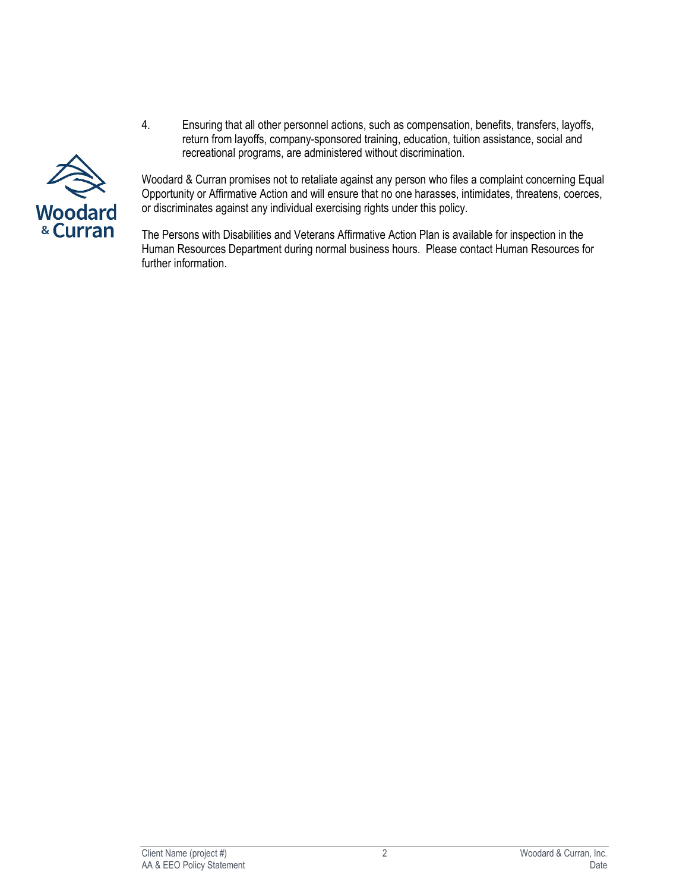4. Ensuring that all other personnel actions, such as compensation, benefits, transfers, layoffs, return from layoffs, company-sponsored training, education, tuition assistance, social and recreational programs, are administered without discrimination.

Woodard & Curran promises not to retaliate against any person who files a complaint concerning Equal Opportunity or Affirmative Action and will ensure that no one harasses, intimidates, threatens, coerces, or discriminates against any individual exercising rights under this policy.

The Persons with Disabilities and Veterans Affirmative Action Plan is available for inspection in the Human Resources Department during normal business hours. Please contact Human Resources for further information.